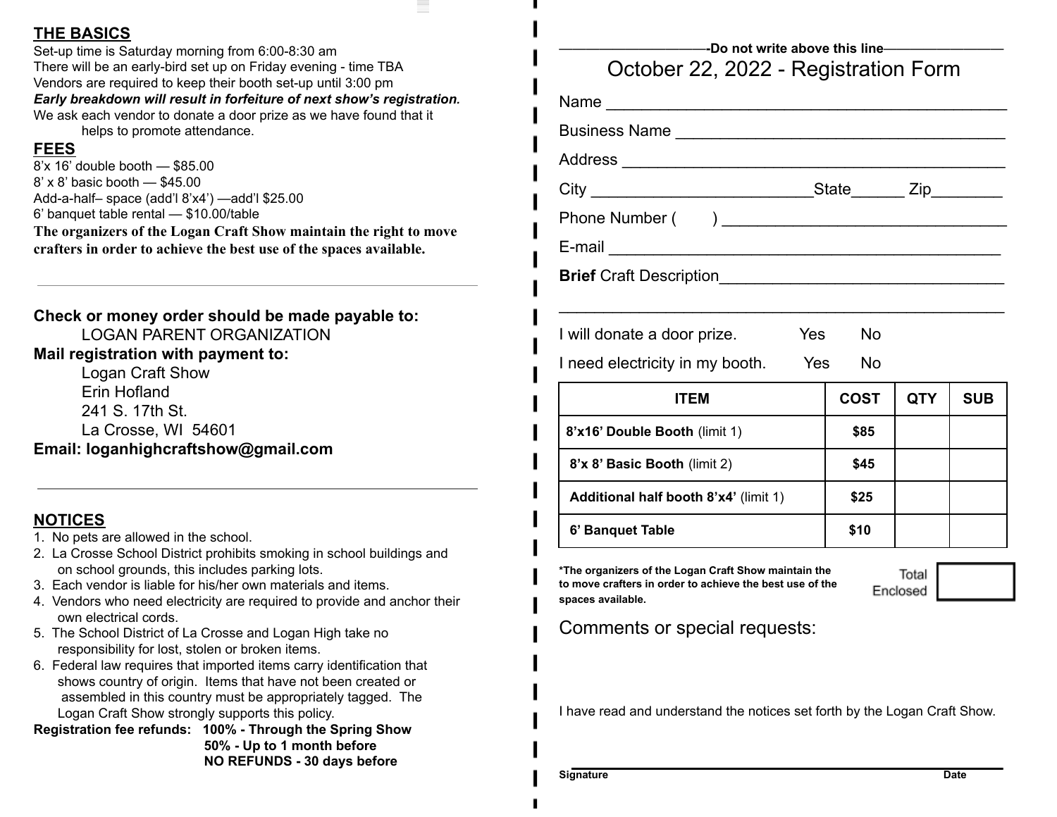## THE BASICS

Set-up time is Saturday morning from 6:00-8:30 am
There will be an early-bird set up on Friday evening - time TBA
Vendors are required to keep their booth set-up until 3:00 pm
***Early breakdown will result in forfeiture of next show's registration.***
We ask each vendor to donate a door prize as we have found that it helps to promote attendance.

## FEES

8'x 16' double booth — $85.00
8' x 8' basic booth — $45.00
Add-a-half– space (add'l 8'x4') —add'l $25.00
6' banquet table rental — $10.00/table

**The organizers of the Logan Craft Show maintain the right to move crafters in order to achieve the best use of the spaces available.**

---

**Check or money order should be made payable to:**
LOGAN PARENT ORGANIZATION

**Mail registration with payment to:**
Logan Craft Show
Erin Hofland
241 S. 17th St.
La Crosse, WI 54601

**Email: loganhighcraftshow@gmail.com**

---

## NOTICES

1. No pets are allowed in the school.
2. La Crosse School District prohibits smoking in school buildings and on school grounds, this includes parking lots.
3. Each vendor is liable for his/her own materials and items.
4. Vendors who need electricity are required to provide and anchor their own electrical cords.
5. The School District of La Crosse and Logan High take no responsibility for lost, stolen or broken items.
6. Federal law requires that imported items carry identification that shows country of origin. Items that have not been created or assembled in this country must be appropriately tagged. The Logan Craft Show strongly supports this policy.

**Registration fee refunds:** **100% - Through the Spring Show**
**50% - Up to 1 month before**
**NO REFUNDS - 30 days before**

---

**-Do not write above this line-**

# October 22, 2022 - Registration Form

Name ______________________________________________

Business Name ______________________________________

Address ____________________________________________

City ________________________State______ Zip________

Phone Number (     ) _________________________________

E-mail _____________________________________________

**Brief** Craft Description_______________________________

____________________________________________________

I will donate a door prize. Yes No

I need electricity in my booth. Yes No

| ITEM | COST | QTY | SUB |
|---|---|---|---|
| **8'x16' Double Booth** (limit 1) | **$85** | | |
| **8'x 8' Basic Booth** (limit 2) | **$45** | | |
| **Additional half booth 8'x4'** (limit 1) | **$25** | | |
| **6' Banquet Table** | **$10** | | |

**\*The organizers of the Logan Craft Show maintain the to move crafters in order to achieve the best use of the spaces available.**

Total Enclosed [ ]

Comments or special requests:

I have read and understand the notices set forth by the Logan Craft Show.

**Signature** ____________________________________________ **Date**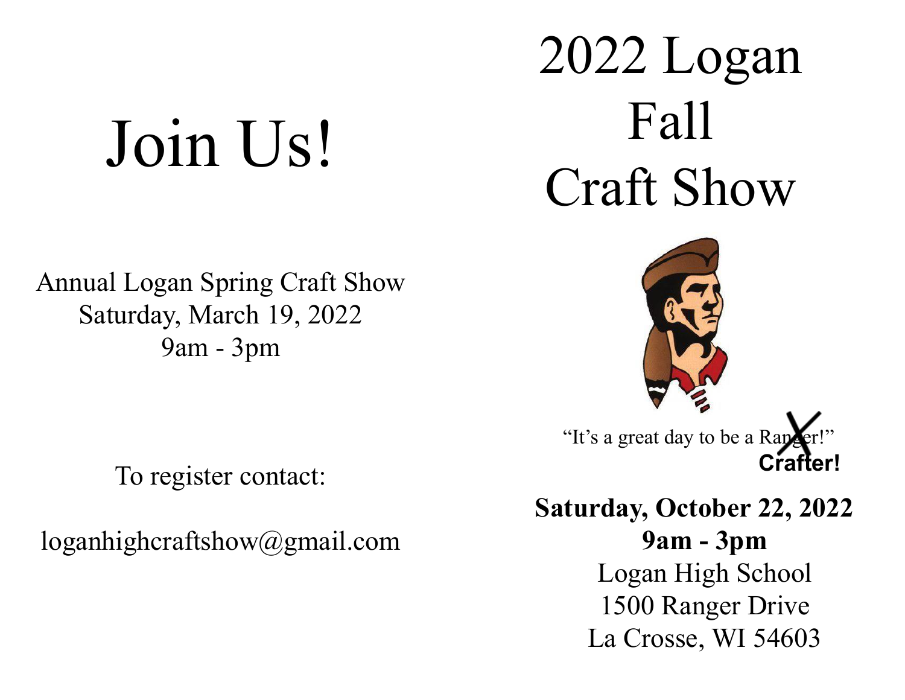# Join Us!

Annual Logan Spring Craft Show
Saturday, March 19, 2022
9am - 3pm

To register contact:

loganhighcraftshow@gmail.com

# 2022 Logan Fall Craft Show

"It's a great day to be a ~~Ranger~~! **Crafter!**"

**Saturday, October 22, 2022**
**9am - 3pm**
Logan High School
1500 Ranger Drive
La Crosse, WI 54603